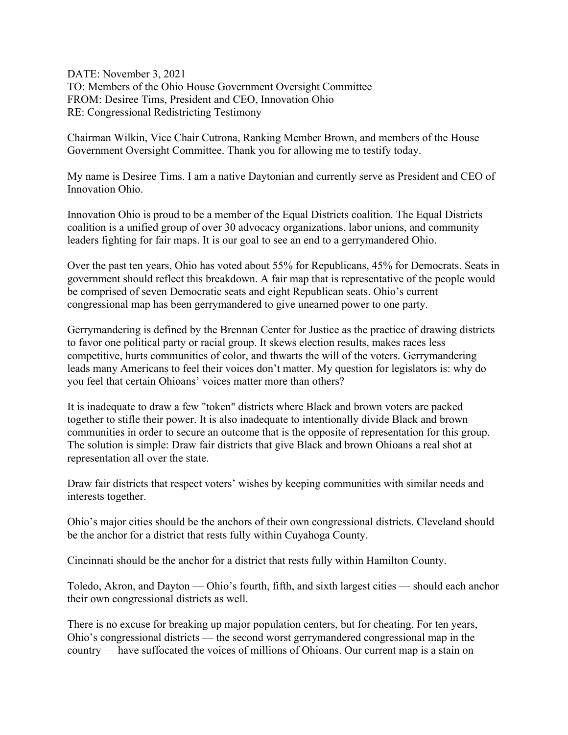DATE: November 3, 2021
TO: Members of the Ohio House Government Oversight Committee
FROM: Desiree Tims, President and CEO, Innovation Ohio
RE: Congressional Redistricting Testimony

Chairman Wilkin, Vice Chair Cutrona, Ranking Member Brown, and members of the House Government Oversight Committee. Thank you for allowing me to testify today.

My name is Desiree Tims. I am a native Daytonian and currently serve as President and CEO of Innovation Ohio.

Innovation Ohio is proud to be a member of the Equal Districts coalition. The Equal Districts coalition is a unified group of over 30 advocacy organizations, labor unions, and community leaders fighting for fair maps. It is our goal to see an end to a gerrymandered Ohio.

Over the past ten years, Ohio has voted about 55% for Republicans, 45% for Democrats. Seats in government should reflect this breakdown. A fair map that is representative of the people would be comprised of seven Democratic seats and eight Republican seats. Ohio's current congressional map has been gerrymandered to give unearned power to one party.

Gerrymandering is defined by the Brennan Center for Justice as the practice of drawing districts to favor one political party or racial group. It skews election results, makes races less competitive, hurts communities of color, and thwarts the will of the voters. Gerrymandering leads many Americans to feel their voices don't matter. My question for legislators is: why do you feel that certain Ohioans' voices matter more than others?

It is inadequate to draw a few "token" districts where Black and brown voters are packed together to stifle their power. It is also inadequate to intentionally divide Black and brown communities in order to secure an outcome that is the opposite of representation for this group. The solution is simple: Draw fair districts that give Black and brown Ohioans a real shot at representation all over the state.

Draw fair districts that respect voters' wishes by keeping communities with similar needs and interests together.

Ohio's major cities should be the anchors of their own congressional districts. Cleveland should be the anchor for a district that rests fully within Cuyahoga County.

Cincinnati should be the anchor for a district that rests fully within Hamilton County.

Toledo, Akron, and Dayton — Ohio's fourth, fifth, and sixth largest cities — should each anchor their own congressional districts as well.

There is no excuse for breaking up major population centers, but for cheating. For ten years, Ohio's congressional districts — the second worst gerrymandered congressional map in the country — have suffocated the voices of millions of Ohioans. Our current map is a stain on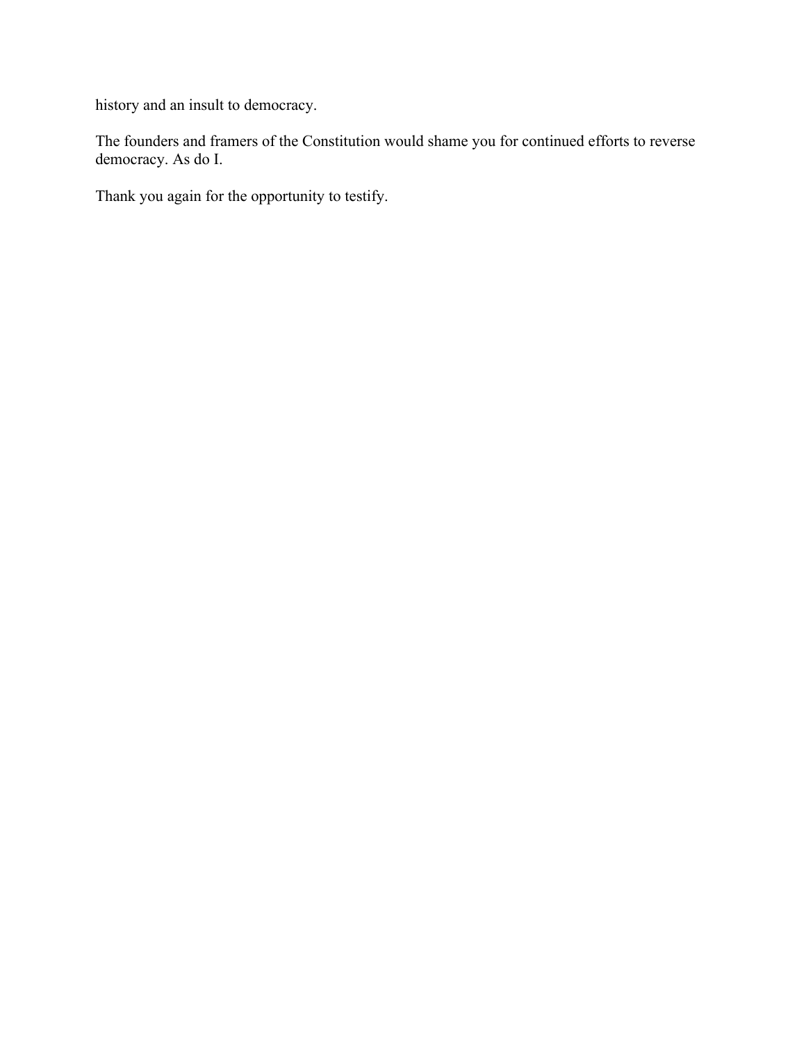history and an insult to democracy.

The founders and framers of the Constitution would shame you for continued efforts to reverse democracy. As do I.

Thank you again for the opportunity to testify.